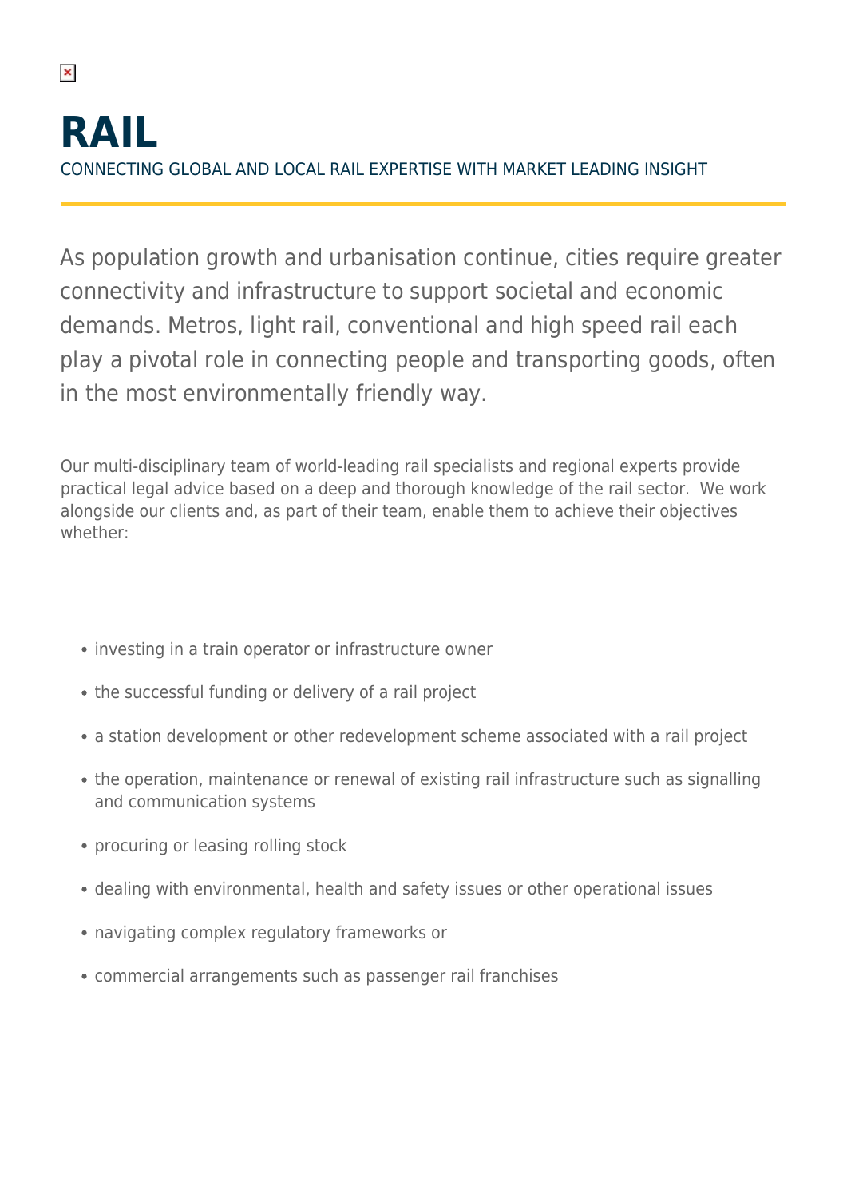# RAIL

CONNECTING GLOBAL AND LOCAL RAIL EXPERTISE WITH MARKET LEADING INSIGHT

As population growth and urbanisation continue, cities require greater connectivity and infrastructure to support societal and economic demands. Metros, light rail, conventional and high speed rail each play a pivotal role in connecting people and transporting goods, often in the most environmentally friendly way.

Our multi-disciplinary team of world-leading rail specialists and regional experts provide practical legal advice based on a deep and thorough knowledge of the rail sector. We work alongside our clients and, as part of their team, enable them to achieve their objectives whether:

- investing in a train operator or infrastructure owner
- the successful funding or delivery of a rail project
- a station development or other redevelopment scheme associated with a rail project
- the operation, maintenance or renewal of existing rail infrastructure such as signalling and communication systems
- procuring or leasing rolling stock
- dealing with environmental, health and safety issues or other operational issues
- navigating complex regulatory frameworks or
- commercial arrangements such as passenger rail franchises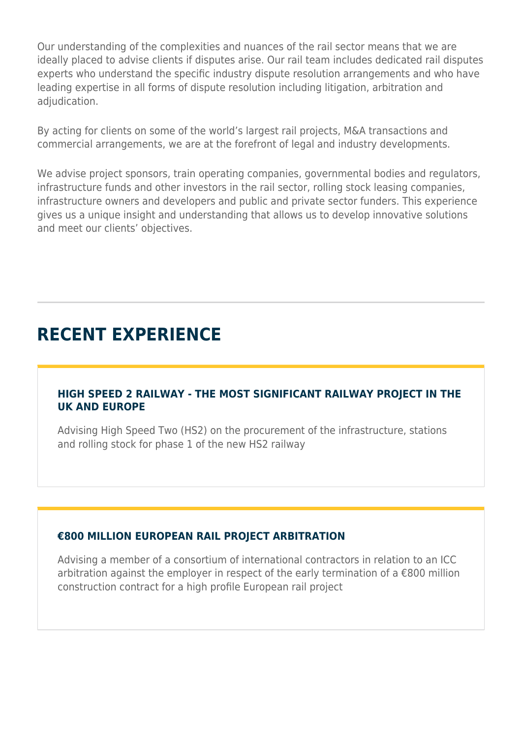Our understanding of the complexities and nuances of the rail sector means that we are ideally placed to advise clients if disputes arise. Our rail team includes dedicated rail disputes experts who understand the specific industry dispute resolution arrangements and who have leading expertise in all forms of dispute resolution including litigation, arbitration and adjudication.

By acting for clients on some of the world's largest rail projects, M&A transactions and commercial arrangements, we are at the forefront of legal and industry developments.

We advise project sponsors, train operating companies, governmental bodies and regulators, infrastructure funds and other investors in the rail sector, rolling stock leasing companies, infrastructure owners and developers and public and private sector funders. This experience gives us a unique insight and understanding that allows us to develop innovative solutions and meet our clients' objectives.

---

## RECENT EXPERIENCE

### HIGH SPEED 2 RAILWAY - THE MOST SIGNIFICANT RAILWAY PROJECT IN THE UK AND EUROPE

Advising High Speed Two (HS2) on the procurement of the infrastructure, stations and rolling stock for phase 1 of the new HS2 railway

### €800 MILLION EUROPEAN RAIL PROJECT ARBITRATION

Advising a member of a consortium of international contractors in relation to an ICC arbitration against the employer in respect of the early termination of a €800 million construction contract for a high profile European rail project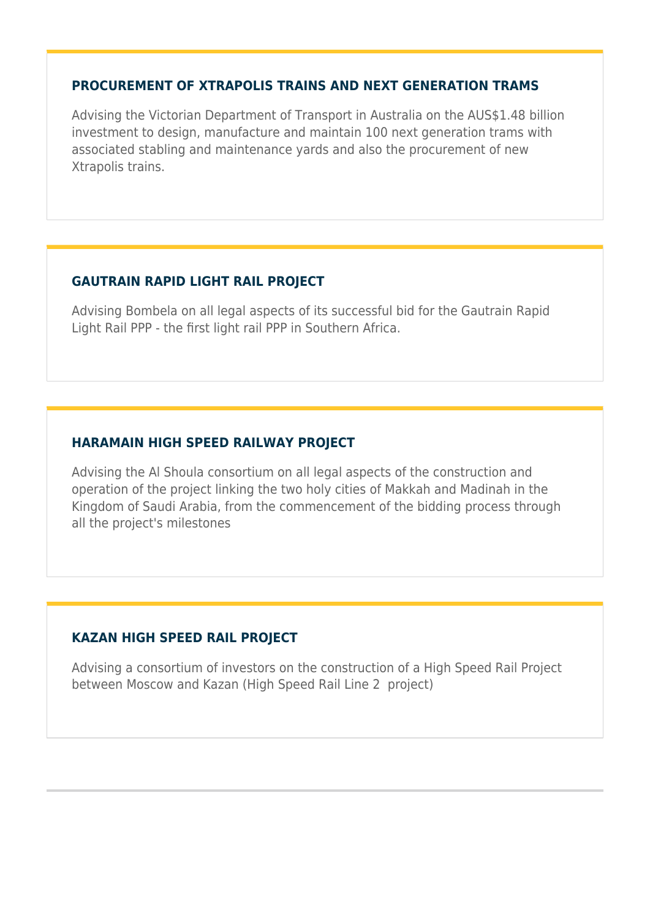### PROCUREMENT OF XTRAPOLIS TRAINS AND NEXT GENERATION TRAMS

Advising the Victorian Department of Transport in Australia on the AUS$1.48 billion investment to design, manufacture and maintain 100 next generation trams with associated stabling and maintenance yards and also the procurement of new Xtrapolis trains.

### GAUTRAIN RAPID LIGHT RAIL PROJECT

Advising Bombela on all legal aspects of its successful bid for the Gautrain Rapid Light Rail PPP - the first light rail PPP in Southern Africa.

### HARAMAIN HIGH SPEED RAILWAY PROJECT

Advising the Al Shoula consortium on all legal aspects of the construction and operation of the project linking the two holy cities of Makkah and Madinah in the Kingdom of Saudi Arabia, from the commencement of the bidding process through all the project's milestones

### KAZAN HIGH SPEED RAIL PROJECT

Advising a consortium of investors on the construction of a High Speed Rail Project between Moscow and Kazan (High Speed Rail Line 2 project)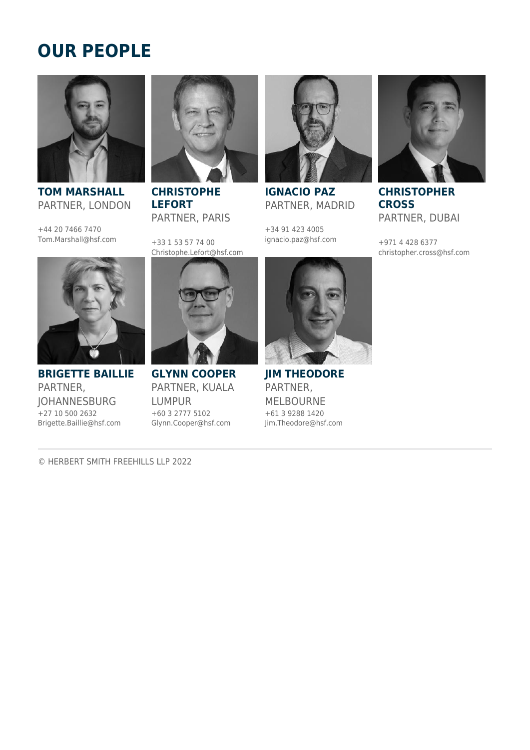# OUR PEOPLE

**TOM MARSHALL**
PARTNER, LONDON

+44 20 7466 7470
Tom.Marshall@hsf.com

**CHRISTOPHE LEFORT**
PARTNER, PARIS

+33 1 53 57 74 00
Christophe.Lefort@hsf.com

**IGNACIO PAZ**
PARTNER, MADRID

+34 91 423 4005
ignacio.paz@hsf.com

**CHRISTOPHER CROSS**
PARTNER, DUBAI

+971 4 428 6377
christopher.cross@hsf.com

**BRIGETTE BAILLIE**
PARTNER, JOHANNESBURG
+27 10 500 2632
Brigette.Baillie@hsf.com

**GLYNN COOPER**
PARTNER, KUALA LUMPUR
+60 3 2777 5102
Glynn.Cooper@hsf.com

**JIM THEODORE**
PARTNER, MELBOURNE
+61 3 9288 1420
Jim.Theodore@hsf.com

© HERBERT SMITH FREEHILLS LLP 2022